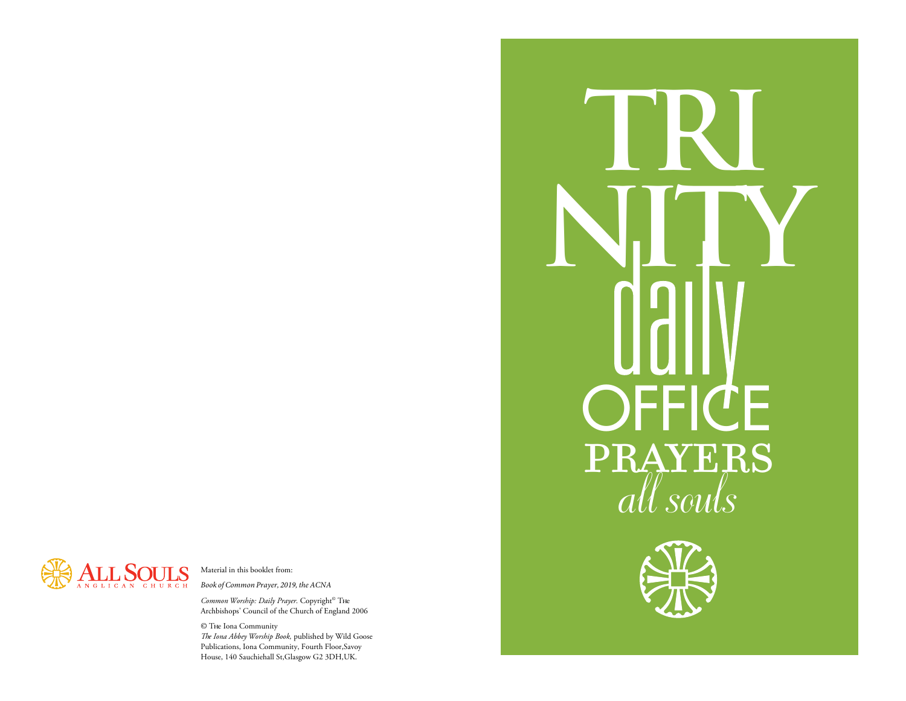# TRINITY daily OFFICE PRAYERS

*all souls*

ALL SOULS ANGLICAN CHURCH

Material in this booklet from:

*Book of Common Prayer, 2019, the ACNA*

*Common Worship: Daily Prayer.* Copyright© The Archbishops' Council of the Church of England 2006

© The Iona Community
*The Iona Abbey Worship Book,* published by Wild Goose Publications, Iona Community, Fourth Floor,Savoy House, 140 Sauchiehall St,Glasgow G2 3DH,UK.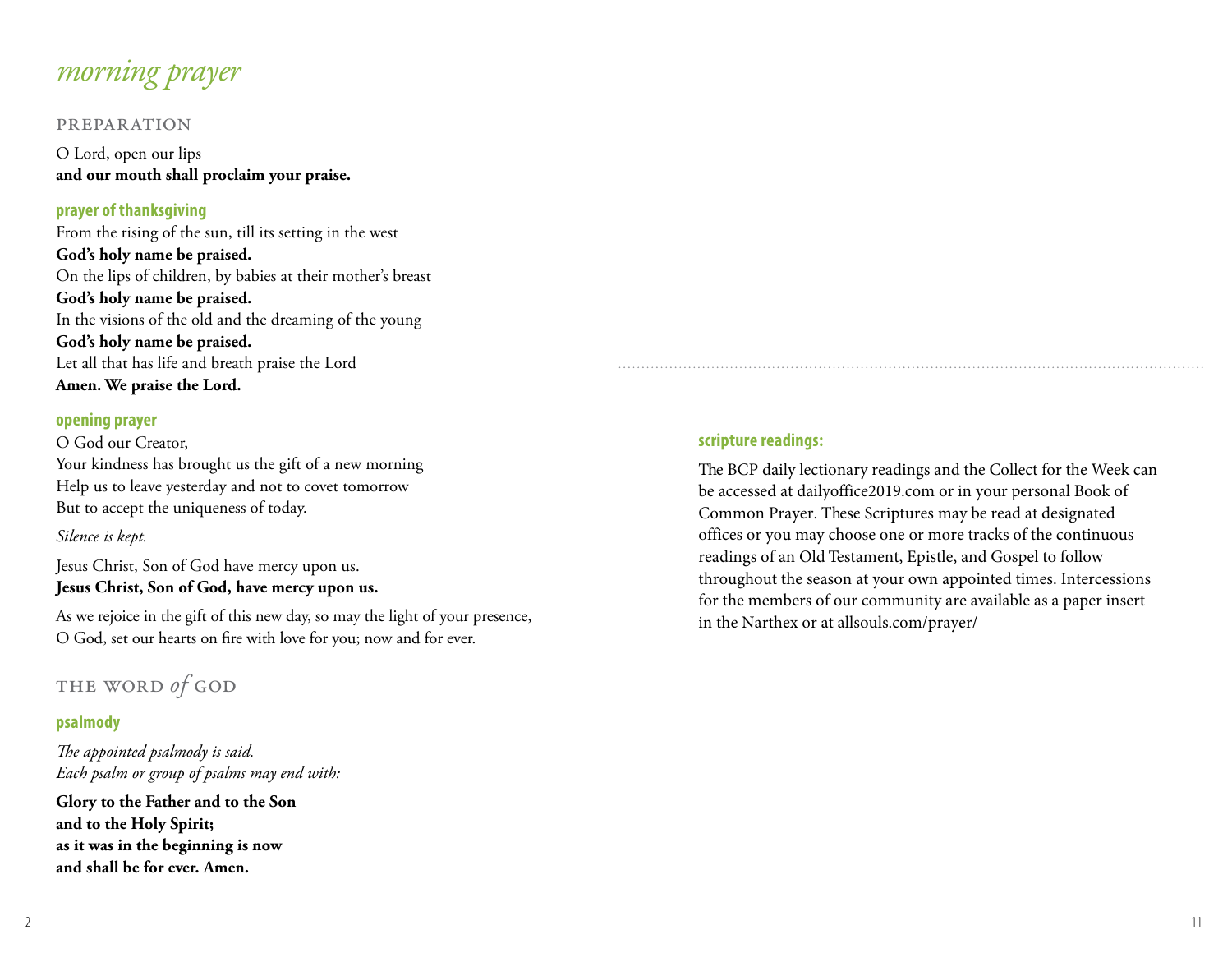# *morning prayer*

## PREPARATION

O Lord, open our lips
**and our mouth shall proclaim your praise.**

### prayer of thanksgiving

From the rising of the sun, till its setting in the west
**God's holy name be praised.**
On the lips of children, by babies at their mother's breast
**God's holy name be praised.**
In the visions of the old and the dreaming of the young
**God's holy name be praised.**
Let all that has life and breath praise the Lord
**Amen. We praise the Lord.**

### opening prayer

O God our Creator,
Your kindness has brought us the gift of a new morning
Help us to leave yesterday and not to covet tomorrow
But to accept the uniqueness of today.

*Silence is kept.*

Jesus Christ, Son of God have mercy upon us.
**Jesus Christ, Son of God, have mercy upon us.**

As we rejoice in the gift of this new day, so may the light of your presence, O God, set our hearts on fire with love for you; now and for ever.

## THE WORD *of* GOD

### psalmody

*The appointed psalmody is said.*
*Each psalm or group of psalms may end with:*

**Glory to the Father and to the Son**
**and to the Holy Spirit;**
**as it was in the beginning is now**
**and shall be for ever. Amen.**

### scripture readings:

The BCP daily lectionary readings and the Collect for the Week can be accessed at dailyoffice2019.com or in your personal Book of Common Prayer. These Scriptures may be read at designated offices or you may choose one or more tracks of the continuous readings of an Old Testament, Epistle, and Gospel to follow throughout the season at your own appointed times. Intercessions for the members of our community are available as a paper insert in the Narthex or at allsouls.com/prayer/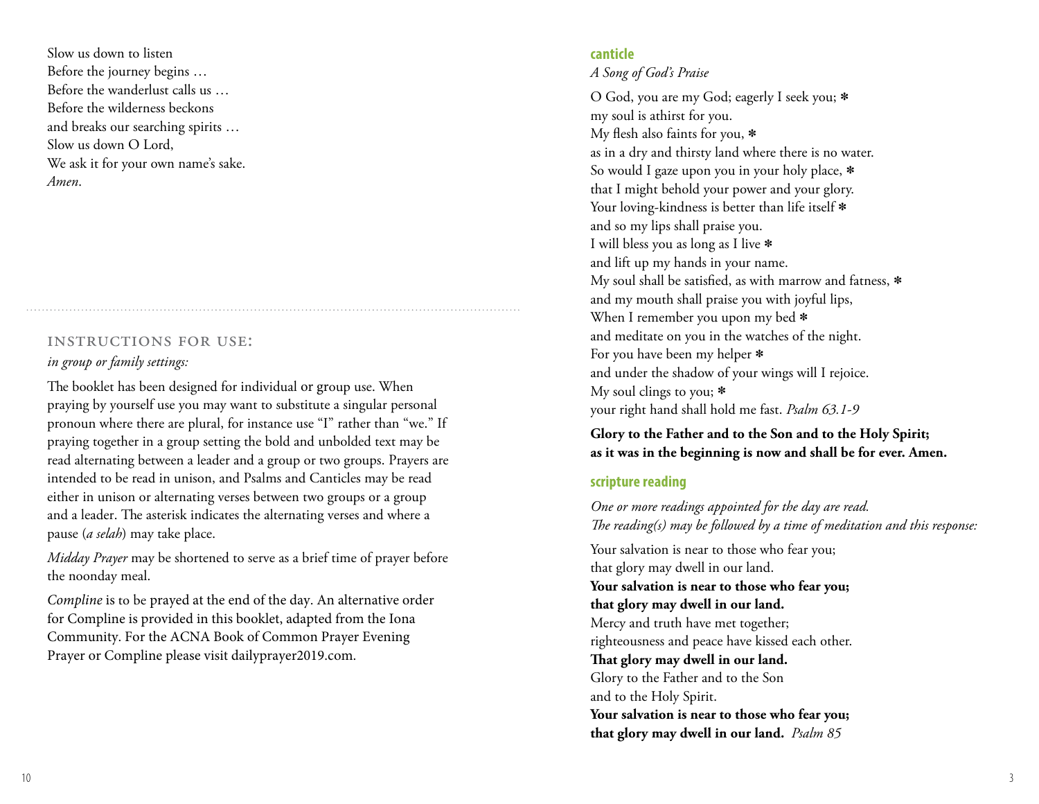Slow us down to listen
Before the journey begins …
Before the wanderlust calls us …
Before the wilderness beckons
and breaks our searching spirits …
Slow us down O Lord,
We ask it for your own name's sake.
*Amen*.

## INSTRUCTIONS FOR USE:

*in group or family settings:*

The booklet has been designed for individual or group use. When praying by yourself use you may want to substitute a singular personal pronoun where there are plural, for instance use "I" rather than "we." If praying together in a group setting the bold and unbolded text may be read alternating between a leader and a group or two groups. Prayers are intended to be read in unison, and Psalms and Canticles may be read either in unison or alternating verses between two groups or a group and a leader. The asterisk indicates the alternating verses and where a pause (*a selah*) may take place.

*Midday Prayer* may be shortened to serve as a brief time of prayer before the noonday meal.

*Compline* is to be prayed at the end of the day. An alternative order for Compline is provided in this booklet, adapted from the Iona Community. For the ACNA Book of Common Prayer Evening Prayer or Compline please visit dailyprayer2019.com.

## canticle

*A Song of God's Praise*

O God, you are my God; eagerly I seek you; *
my soul is athirst for you.
My flesh also faints for you, *
as in a dry and thirsty land where there is no water.
So would I gaze upon you in your holy place, *
that I might behold your power and your glory.
Your loving-kindness is better than life itself *
and so my lips shall praise you.
I will bless you as long as I live *
and lift up my hands in your name.
My soul shall be satisfied, as with marrow and fatness, *
and my mouth shall praise you with joyful lips,
When I remember you upon my bed *
and meditate on you in the watches of the night.
For you have been my helper *
and under the shadow of your wings will I rejoice.
My soul clings to you; *
your right hand shall hold me fast. *Psalm 63.1-9*

**Glory to the Father and to the Son and to the Holy Spirit;**
**as it was in the beginning is now and shall be for ever. Amen.**

## scripture reading

*One or more readings appointed for the day are read.*
*The reading(s) may be followed by a time of meditation and this response:*

Your salvation is near to those who fear you;
that glory may dwell in our land.
**Your salvation is near to those who fear you;**
**that glory may dwell in our land.**
Mercy and truth have met together;
righteousness and peace have kissed each other.
**That glory may dwell in our land.**
Glory to the Father and to the Son
and to the Holy Spirit.
**Your salvation is near to those who fear you;**
**that glory may dwell in our land.** *Psalm 85*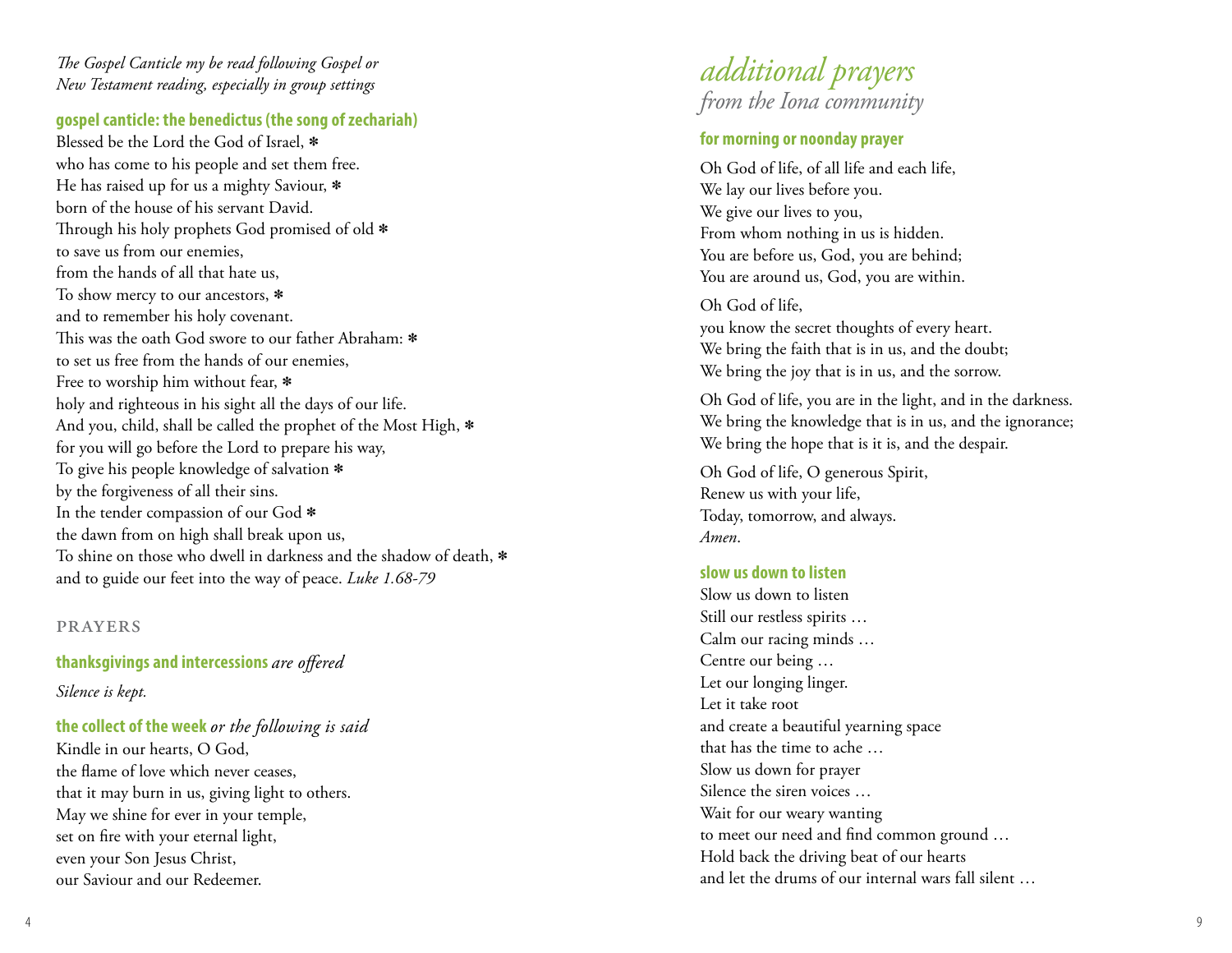*The Gospel Canticle my be read following Gospel or New Testament reading, especially in group settings*

**gospel canticle: the benedictus (the song of zechariah)**

Blessed be the Lord the God of Israel, ✻
who has come to his people and set them free.
He has raised up for us a mighty Saviour, ✻
born of the house of his servant David.
Through his holy prophets God promised of old ✻
to save us from our enemies,
from the hands of all that hate us,
To show mercy to our ancestors, ✻
and to remember his holy covenant.
This was the oath God swore to our father Abraham: ✻
to set us free from the hands of our enemies,
Free to worship him without fear, ✻
holy and righteous in his sight all the days of our life.
And you, child, shall be called the prophet of the Most High, ✻
for you will go before the Lord to prepare his way,
To give his people knowledge of salvation ✻
by the forgiveness of all their sins.
In the tender compassion of our God ✻
the dawn from on high shall break upon us,
To shine on those who dwell in darkness and the shadow of death, ✻
and to guide our feet into the way of peace. *Luke 1.68-79*

## PRAYERS

**thanksgivings and intercessions** *are offered*

*Silence is kept.*

**the collect of the week** *or the following is said*

Kindle in our hearts, O God,
the flame of love which never ceases,
that it may burn in us, giving light to others.
May we shine for ever in your temple,
set on fire with your eternal light,
even your Son Jesus Christ,
our Saviour and our Redeemer.

# *additional prayers*
## *from the Iona community*

**for morning or noonday prayer**

Oh God of life, of all life and each life,
We lay our lives before you.
We give our lives to you,
From whom nothing in us is hidden.
You are before us, God, you are behind;
You are around us, God, you are within.

Oh God of life,
you know the secret thoughts of every heart.
We bring the faith that is in us, and the doubt;
We bring the joy that is in us, and the sorrow.

Oh God of life, you are in the light, and in the darkness.
We bring the knowledge that is in us, and the ignorance;
We bring the hope that is it is, and the despair.

Oh God of life, O generous Spirit,
Renew us with your life,
Today, tomorrow, and always.
*Amen*.

**slow us down to listen**

Slow us down to listen
Still our restless spirits …
Calm our racing minds …
Centre our being …
Let our longing linger.
Let it take root
and create a beautiful yearning space
that has the time to ache …
Slow us down for prayer
Silence the siren voices …
Wait for our weary wanting
to meet our need and find common ground …
Hold back the driving beat of our hearts
and let the drums of our internal wars fall silent …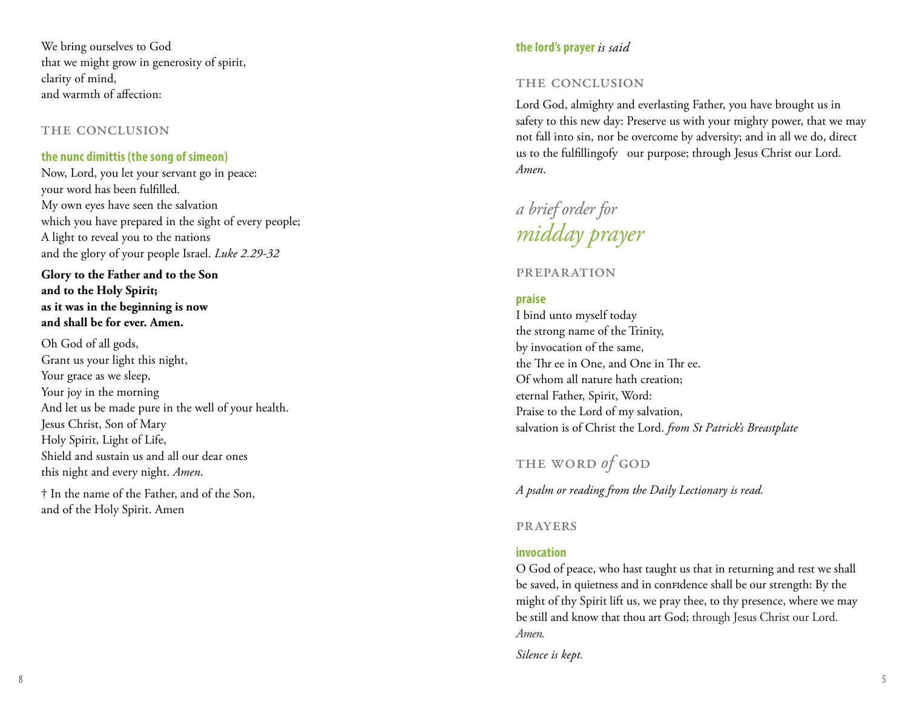We bring ourselves to God
that we might grow in generosity of spirit,
clarity of mind,
and warmth of affection:

## THE CONCLUSION

**the nunc dimittis (the song of simeon)**

Now, Lord, you let your servant go in peace:
your word has been fulfilled.
My own eyes have seen the salvation
which you have prepared in the sight of every people;
A light to reveal you to the nations
and the glory of your people Israel. *Luke 2.29-32*

**Glory to the Father and to the Son
and to the Holy Spirit;
as it was in the beginning is now
and shall be for ever. Amen.**

Oh God of all gods,
Grant us your light this night,
Your grace as we sleep,
Your joy in the morning
And let us be made pure in the well of your health.
Jesus Christ, Son of Mary
Holy Spirit, Light of Life,
Shield and sustain us and all our dear ones
this night and every night. *Amen.*

† In the name of the Father, and of the Son,
and of the Holy Spirit. Amen

**the lord's prayer** *is said*

## THE CONCLUSION

Lord God, almighty and everlasting Father, you have brought us in safety to this new day: Preserve us with your mighty power, that we may not fall into sin, nor be overcome by adversity; and in all we do, direct us to the fulfillingofy our purpose; through Jesus Christ our Lord. *Amen.*

# *a brief order for* *midday prayer*

## PREPARATION

**praise**

I bind unto myself today
the strong name of the Trinity,
by invocation of the same,
the Thr ee in One, and One in Thr ee.
Of whom all nature hath creation;
eternal Father, Spirit, Word:
Praise to the Lord of my salvation,
salvation is of Christ the Lord. *from St Patrick's Breastplate*

## THE WORD *of* GOD

*A psalm or reading from the Daily Lectionary is read.*

## PRAYERS

**invocation**

O God of peace, who hast taught us that in returning and rest we shall be saved, in quietness and in confidence shall be our strength: By the might of thy Spirit lift us, we pray thee, to thy presence, where we may be still and know that thou art God; through Jesus Christ our Lord. *Amen.*

*Silence is kept.*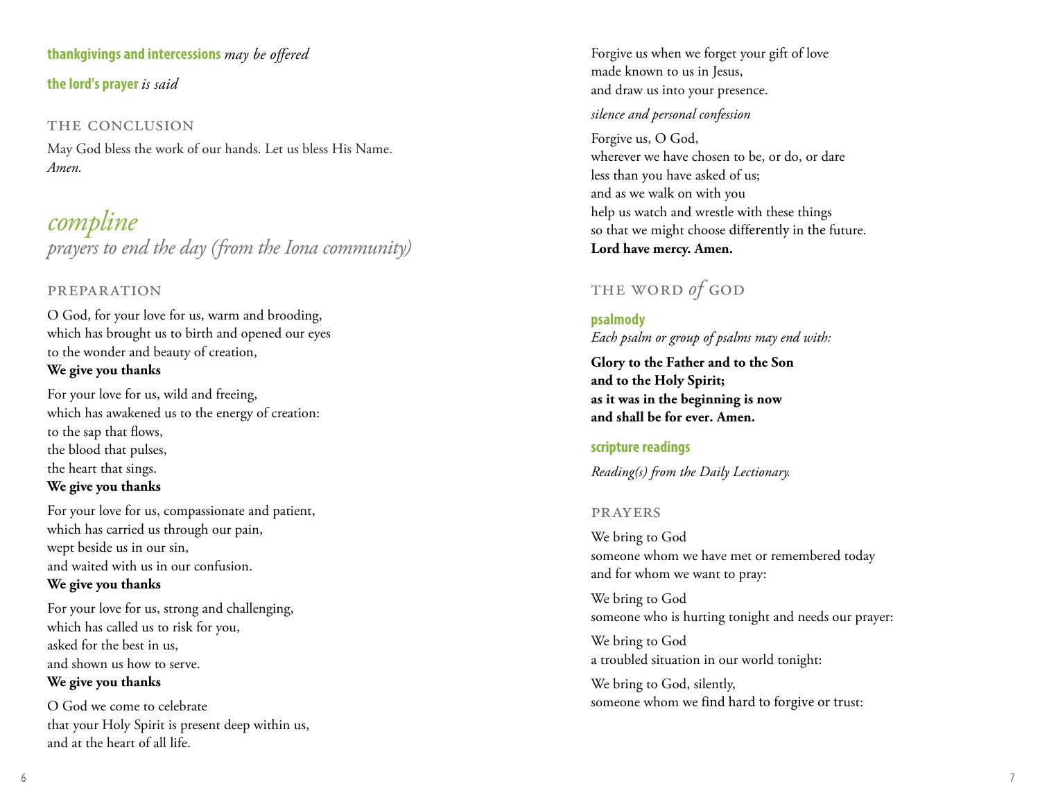**thankgivings and intercessions** *may be offered*

**the lord's prayer** *is said*

### THE CONCLUSION

May God bless the work of our hands. Let us bless His Name.
*Amen.*

# *compline*

*prayers to end the day (from the Iona community)*

### PREPARATION

O God, for your love for us, warm and brooding,
which has brought us to birth and opened our eyes
to the wonder and beauty of creation,
**We give you thanks**

For your love for us, wild and freeing,
which has awakened us to the energy of creation:
to the sap that flows,
the blood that pulses,
the heart that sings.
**We give you thanks**

For your love for us, compassionate and patient,
which has carried us through our pain,
wept beside us in our sin,
and waited with us in our confusion.
**We give you thanks**

For your love for us, strong and challenging,
which has called us to risk for you,
asked for the best in us,
and shown us how to serve.
**We give you thanks**

O God we come to celebrate
that your Holy Spirit is present deep within us,
and at the heart of all life.

Forgive us when we forget your gift of love
made known to us in Jesus,
and draw us into your presence.

*silence and personal confession*

Forgive us, O God,
wherever we have chosen to be, or do, or dare
less than you have asked of us;
and as we walk on with you
help us watch and wrestle with these things
so that we might choose differently in the future.
**Lord have mercy. Amen.**

### THE WORD *of* GOD

**psalmody**
*Each psalm or group of psalms may end with:*

**Glory to the Father and to the Son
and to the Holy Spirit;
as it was in the beginning is now
and shall be for ever. Amen.**

**scripture readings**

*Reading(s) from the Daily Lectionary.*

### PRAYERS

We bring to God
someone whom we have met or remembered today
and for whom we want to pray:

We bring to God
someone who is hurting tonight and needs our prayer:

We bring to God
a troubled situation in our world tonight:

We bring to God, silently,
someone whom we find hard to forgive or trust: